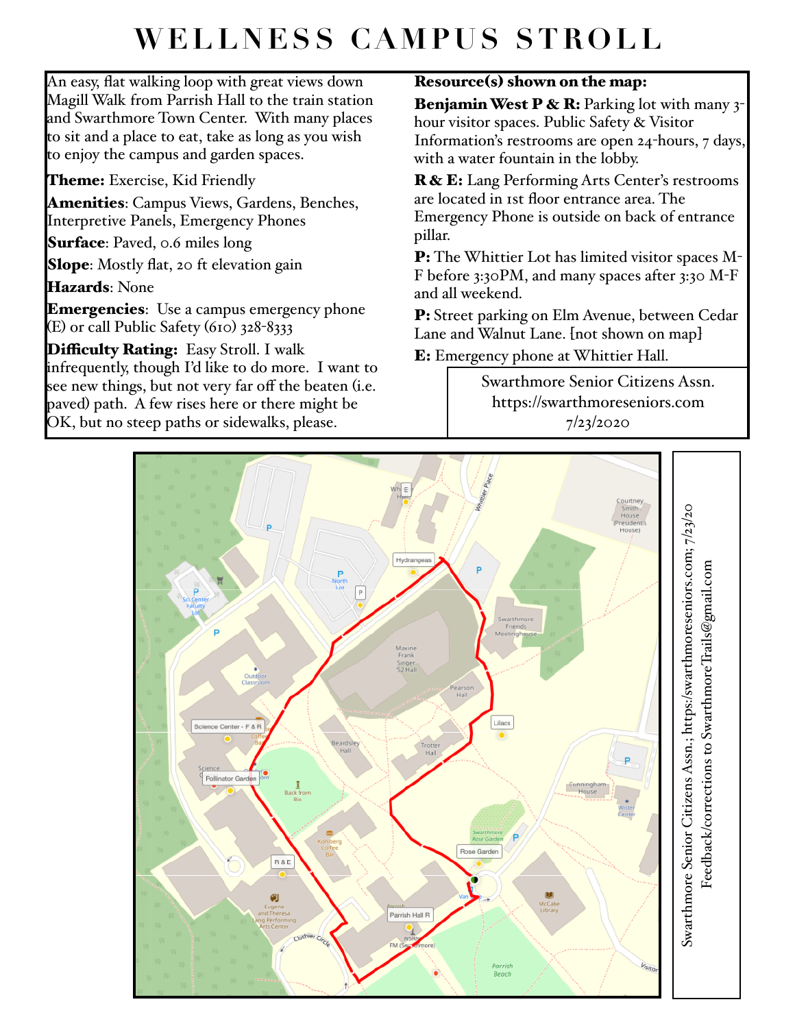# WELLNESS CAMPUS STROLL

An easy, flat walking loop with great views down Magill Walk from Parrish Hall to the train station and Swarthmore Town Center. With many places to sit and a place to eat, take as long as you wish to enjoy the campus and garden spaces.

**Theme:** Exercise, Kid Friendly

**Amenities**: Campus Views, Gardens, Benches, Interpretive Panels, Emergency Phones

**Surface**: Paved, 0.6 miles long

**Slope**: Mostly flat, 20 ft elevation gain

**Hazards**: None

**Emergencies**: Use a campus emergency phone (E) or call Public Safety (610) 328-8333

**Difficulty Rating:** Easy Stroll. I walk infrequently, though I'd like to do more. I want to see new things, but not very far off the beaten (i.e. paved) path. A few rises here or there might be OK, but no steep paths or sidewalks, please.

**Resource(s) shown on the map:**

**Benjamin West P & R:** Parking lot with many 3-hour visitor spaces. Public Safety & Visitor Information's restrooms are open 24-hours, 7 days, with a water fountain in the lobby.

**R & E:** Lang Performing Arts Center's restrooms are located in 1st floor entrance area. The Emergency Phone is outside on back of entrance pillar.

**P:** The Whittier Lot has limited visitor spaces M-F before 3:30PM, and many spaces after 3:30 M-F and all weekend.

**P:** Street parking on Elm Avenue, between Cedar Lane and Walnut Lane. [not shown on map]

**E:** Emergency phone at Whittier Hall.

Swarthmore Senior Citizens Assn.
https://swarthmoreseniors.com
7/23/2020

Swarthmore Senior Citizens Assn.; https://swarthmoreseniors.com; 7/23/20
Feedback/corrections to SwarthmoreTrails@gmail.com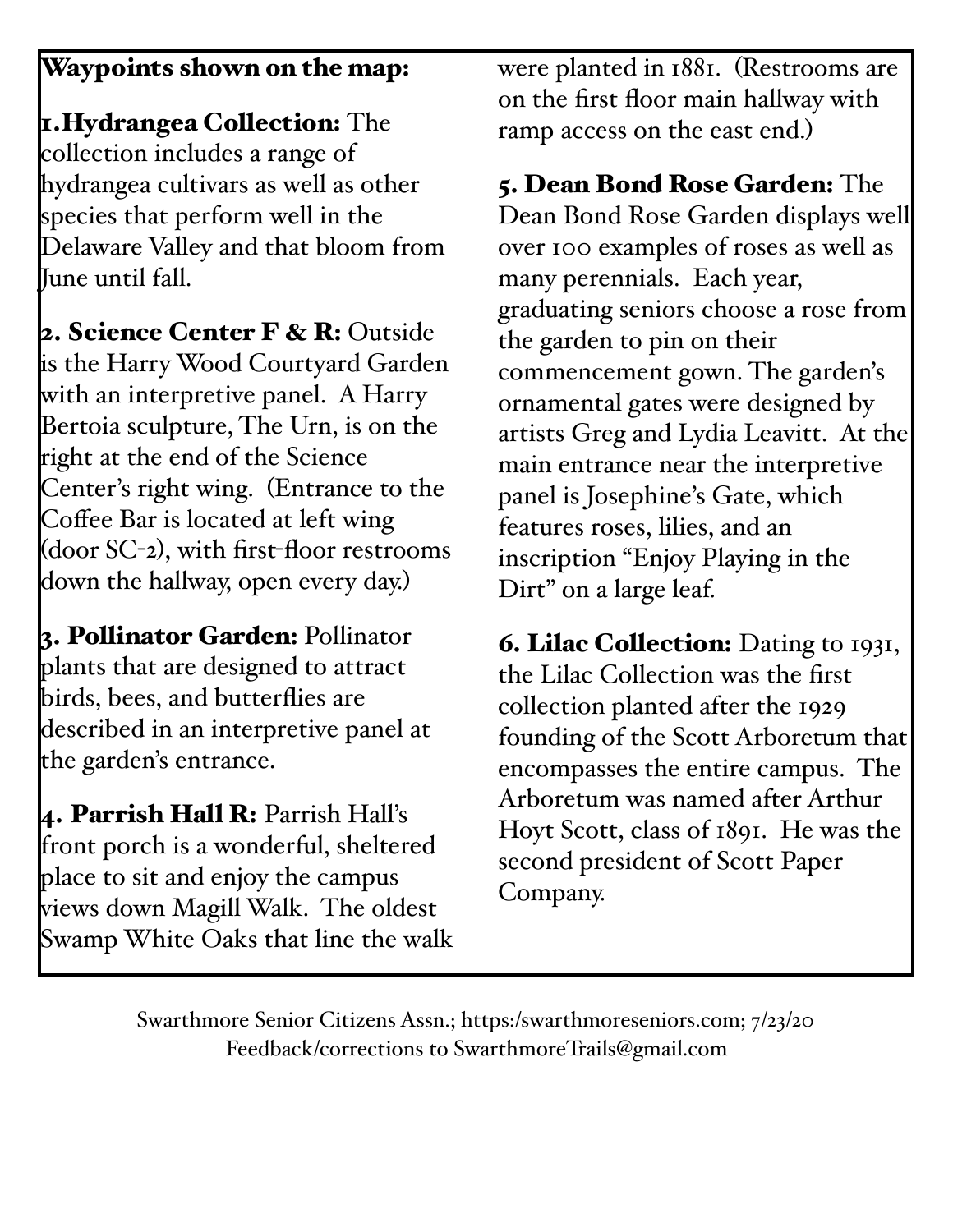**Waypoints shown on the map:**

**1. Hydrangea Collection:** The collection includes a range of hydrangea cultivars as well as other species that perform well in the Delaware Valley and that bloom from June until fall.

**2. Science Center F & R:** Outside is the Harry Wood Courtyard Garden with an interpretive panel. A Harry Bertoia sculpture, The Urn, is on the right at the end of the Science Center's right wing. (Entrance to the Coffee Bar is located at left wing (door SC-2), with first-floor restrooms down the hallway, open every day.)

**3. Pollinator Garden:** Pollinator plants that are designed to attract birds, bees, and butterflies are described in an interpretive panel at the garden's entrance.

**4. Parrish Hall R:** Parrish Hall's front porch is a wonderful, sheltered place to sit and enjoy the campus views down Magill Walk. The oldest Swamp White Oaks that line the walk were planted in 1881. (Restrooms are on the first floor main hallway with ramp access on the east end.)

**5. Dean Bond Rose Garden:** The Dean Bond Rose Garden displays well over 100 examples of roses as well as many perennials. Each year, graduating seniors choose a rose from the garden to pin on their commencement gown. The garden's ornamental gates were designed by artists Greg and Lydia Leavitt. At the main entrance near the interpretive panel is Josephine's Gate, which features roses, lilies, and an inscription "Enjoy Playing in the Dirt" on a large leaf.

**6. Lilac Collection:** Dating to 1931, the Lilac Collection was the first collection planted after the 1929 founding of the Scott Arboretum that encompasses the entire campus. The Arboretum was named after Arthur Hoyt Scott, class of 1891. He was the second president of Scott Paper Company.

Swarthmore Senior Citizens Assn.; https:/swarthmoreseniors.com; 7/23/20
Feedback/corrections to SwarthmoreTrails@gmail.com